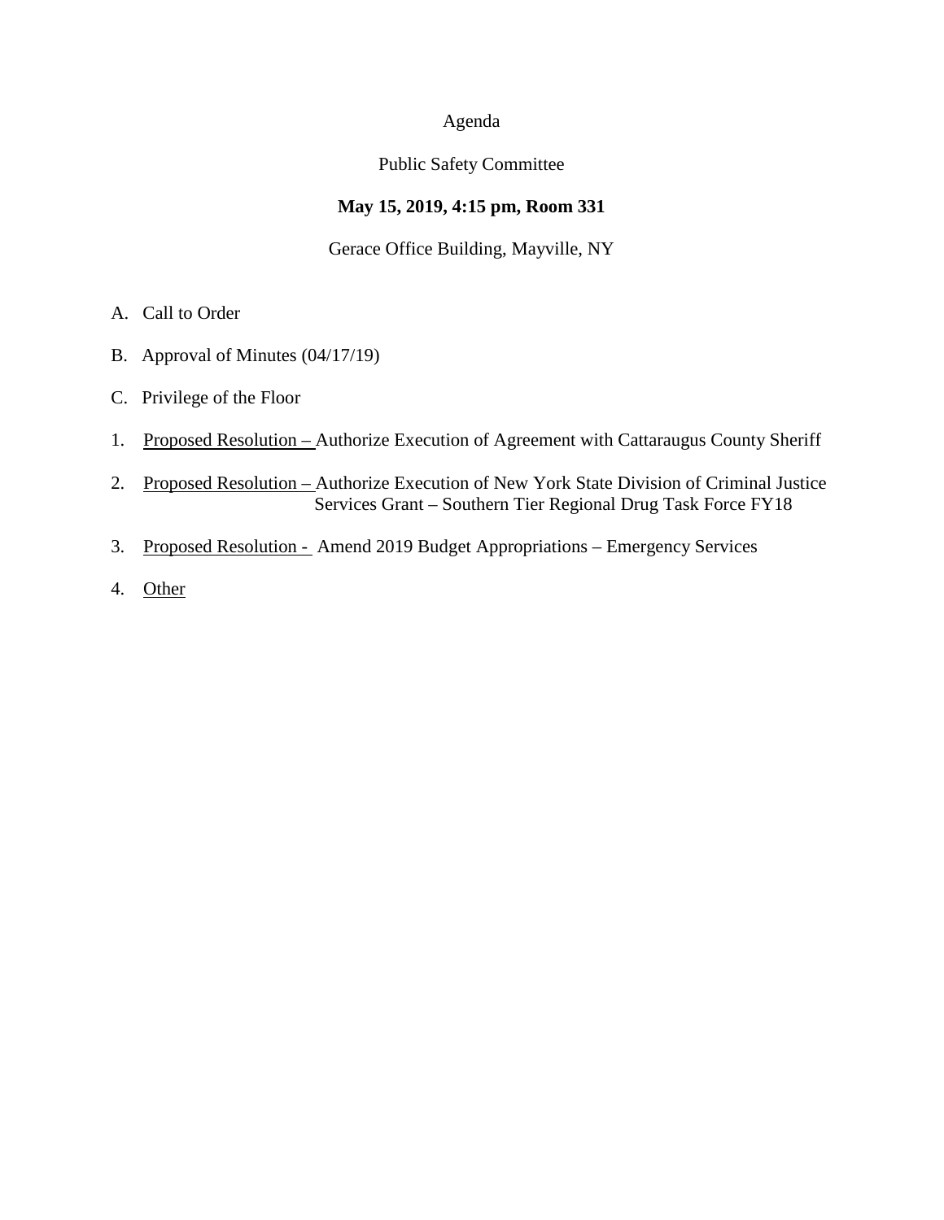# Agenda

## Public Safety Committee

**May 15, 2019, 4:15 pm, Room 331**

Gerace Office Building, Mayville, NY

A. Call to Order

B. Approval of Minutes (04/17/19)

C. Privilege of the Floor

1. Proposed Resolution – Authorize Execution of Agreement with Cattaraugus County Sheriff

2. Proposed Resolution – Authorize Execution of New York State Division of Criminal Justice Services Grant – Southern Tier Regional Drug Task Force FY18

3. Proposed Resolution - Amend 2019 Budget Appropriations – Emergency Services

4. Other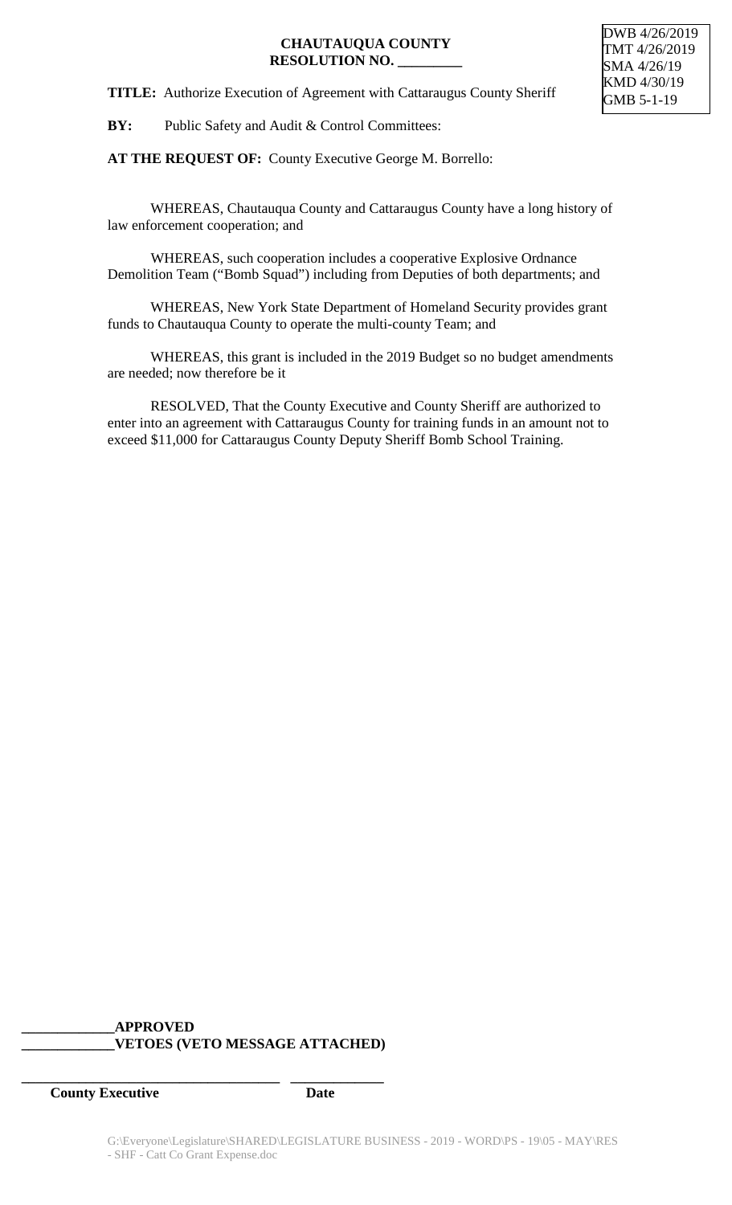**CHAUTAUQUA COUNTY**
**RESOLUTION NO. _________**

DWB 4/26/2019
TMT 4/26/2019
SMA 4/26/19
KMD 4/30/19
GMB 5-1-19

**TITLE:** Authorize Execution of Agreement with Cattaraugus County Sheriff

**BY:** Public Safety and Audit & Control Committees:

**AT THE REQUEST OF:** County Executive George M. Borrello:

WHEREAS, Chautauqua County and Cattaraugus County have a long history of law enforcement cooperation; and

WHEREAS, such cooperation includes a cooperative Explosive Ordnance Demolition Team ("Bomb Squad") including from Deputies of both departments; and

WHEREAS, New York State Department of Homeland Security provides grant funds to Chautauqua County to operate the multi-county Team; and

WHEREAS, this grant is included in the 2019 Budget so no budget amendments are needed; now therefore be it

RESOLVED, That the County Executive and County Sheriff are authorized to enter into an agreement with Cattaraugus County for training funds in an amount not to exceed $11,000 for Cattaraugus County Deputy Sheriff Bomb School Training.

**_____________APPROVED**
**_____________VETOES (VETO MESSAGE ATTACHED)**

**____________________________________ _____________**
**County Executive Date**

G:\Everyone\Legislature\SHARED\LEGISLATURE BUSINESS - 2019 - WORD\PS - 19\05 - MAY\RES - SHF - Catt Co Grant Expense.doc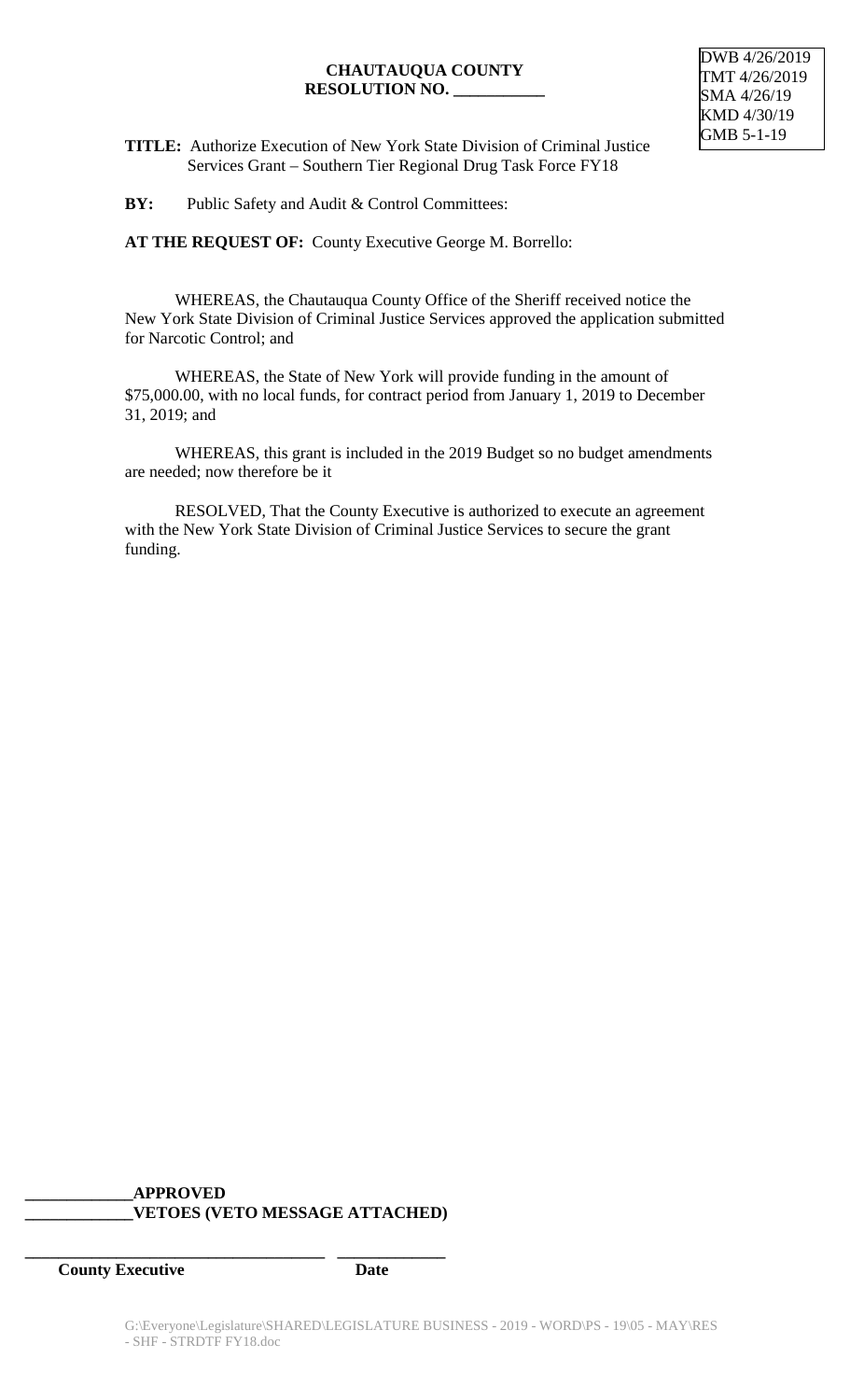DWB 4/26/2019
TMT 4/26/2019
SMA 4/26/19
KMD 4/30/19
GMB 5-1-19

**CHAUTAUQUA COUNTY**
**RESOLUTION NO. \_\_\_\_\_\_\_\_\_\_\_**

**TITLE:** Authorize Execution of New York State Division of Criminal Justice Services Grant – Southern Tier Regional Drug Task Force FY18

**BY:** Public Safety and Audit & Control Committees:

**AT THE REQUEST OF:** County Executive George M. Borrello:

WHEREAS, the Chautauqua County Office of the Sheriff received notice the New York State Division of Criminal Justice Services approved the application submitted for Narcotic Control; and

WHEREAS, the State of New York will provide funding in the amount of $75,000.00, with no local funds, for contract period from January 1, 2019 to December 31, 2019; and

WHEREAS, this grant is included in the 2019 Budget so no budget amendments are needed; now therefore be it

RESOLVED, That the County Executive is authorized to execute an agreement with the New York State Division of Criminal Justice Services to secure the grant funding.

\_\_\_\_\_\_\_\_\_\_\_\_\_**APPROVED**
\_\_\_\_\_\_\_\_\_\_\_\_\_**VETOES (VETO MESSAGE ATTACHED)**

\_\_\_\_\_\_\_\_\_\_\_\_\_\_\_\_\_\_\_\_\_\_\_\_\_\_\_\_\_\_\_\_\_\_\_\_\_ \_\_\_\_\_\_\_\_\_\_\_\_\_
**County Executive** **Date**

G:\Everyone\Legislature\SHARED\LEGISLATURE BUSINESS - 2019 - WORD\PS - 19\05 - MAY\RES - SHF - STRDTF FY18.doc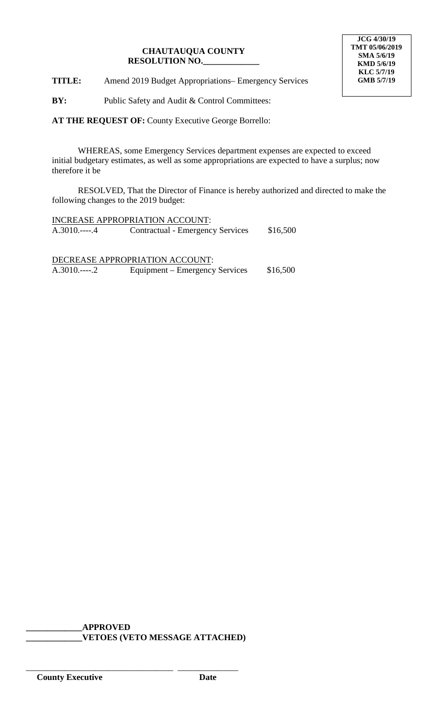**JCG 4/30/19**
**TMT 05/06/2019**
**SMA 5/6/19**
**KMD 5/6/19**
**KLC 5/7/19**
**GMB 5/7/19**

**CHAUTAUQUA COUNTY**
**RESOLUTION NO.\_\_\_\_\_\_\_\_\_\_\_\_\_**

**TITLE:** Amend 2019 Budget Appropriations– Emergency Services

**BY:** Public Safety and Audit & Control Committees:

**AT THE REQUEST OF:** County Executive George Borrello:

WHEREAS, some Emergency Services department expenses are expected to exceed initial budgetary estimates, as well as some appropriations are expected to have a surplus; now therefore it be

RESOLVED, That the Director of Finance is hereby authorized and directed to make the following changes to the 2019 budget:

INCREASE APPROPRIATION ACCOUNT:

| | | |
|---|---|---|
| A.3010.----.4 | Contractual - Emergency Services | $16,500 |

DECREASE APPROPRIATION ACCOUNT:

| | | |
|---|---|---|
| A.3010.----.2 | Equipment – Emergency Services | $16,500 |

**\_\_\_\_\_\_\_\_\_\_\_\_\_APPROVED**
**\_\_\_\_\_\_\_\_\_\_\_\_\_VETOES (VETO MESSAGE ATTACHED)**

\_\_\_\_\_\_\_\_\_\_\_\_\_\_\_\_\_\_\_\_\_\_\_\_\_\_\_\_\_\_\_\_\_\_ \_\_\_\_\_\_\_\_\_\_\_\_\_\_
**County Executive** **Date**